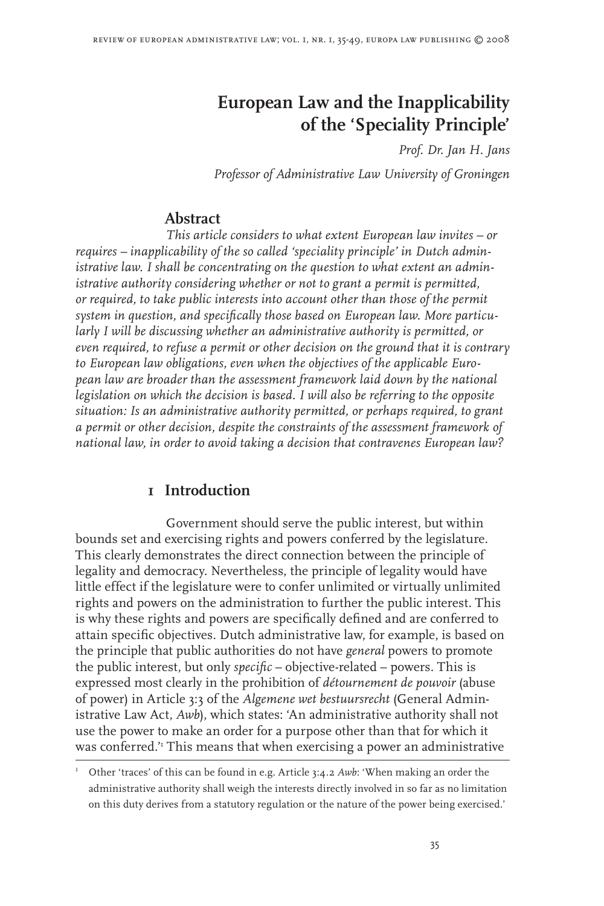# European Law and the Inapplicability of the 'Speciality Principle'

*Prof. Dr. Jan H. Jans*

*Professor of Administrative Law University of Groningen*

## Abstract

*This article considers to what extent European law invites – or requires – inapplicability of the so called 'speciality principle' in Dutch administrative law. I shall be concentrating on the question to what extent an administrative authority considering whether or not to grant a permit is permitted, or required, to take public interests into account other than those of the permit system in question, and specifically those based on European law. More particularly I will be discussing whether an administrative authority is permitted, or even required, to refuse a permit or other decision on the ground that it is contrary to European law obligations, even when the objectives of the applicable European law are broader than the assessment framework laid down by the national legislation on which the decision is based. I will also be referring to the opposite situation: Is an administrative authority permitted, or perhaps required, to grant a permit or other decision, despite the constraints of the assessment framework of national law, in order to avoid taking a decision that contravenes European law?*

## 1 Introduction

Government should serve the public interest, but within bounds set and exercising rights and powers conferred by the legislature. This clearly demonstrates the direct connection between the principle of legality and democracy. Nevertheless, the principle of legality would have little effect if the legislature were to confer unlimited or virtually unlimited rights and powers on the administration to further the public interest. This is why these rights and powers are specifically defined and are conferred to attain specific objectives. Dutch administrative law, for example, is based on the principle that public authorities do not have *general* powers to promote the public interest, but only *specific* – objective-related – powers. This is expressed most clearly in the prohibition of *détournement de pouvoir* (abuse of power) in Article 3:3 of the *Algemene wet bestuursrecht* (General Administrative Law Act, *Awb*), which states: 'An administrative authority shall not use the power to make an order for a purpose other than that for which it was conferred.'[1] This means that when exercising a power an administrative

[1] Other 'traces' of this can be found in e.g. Article 3:4.2 *Awb*: 'When making an order the administrative authority shall weigh the interests directly involved in so far as no limitation on this duty derives from a statutory regulation or the nature of the power being exercised.'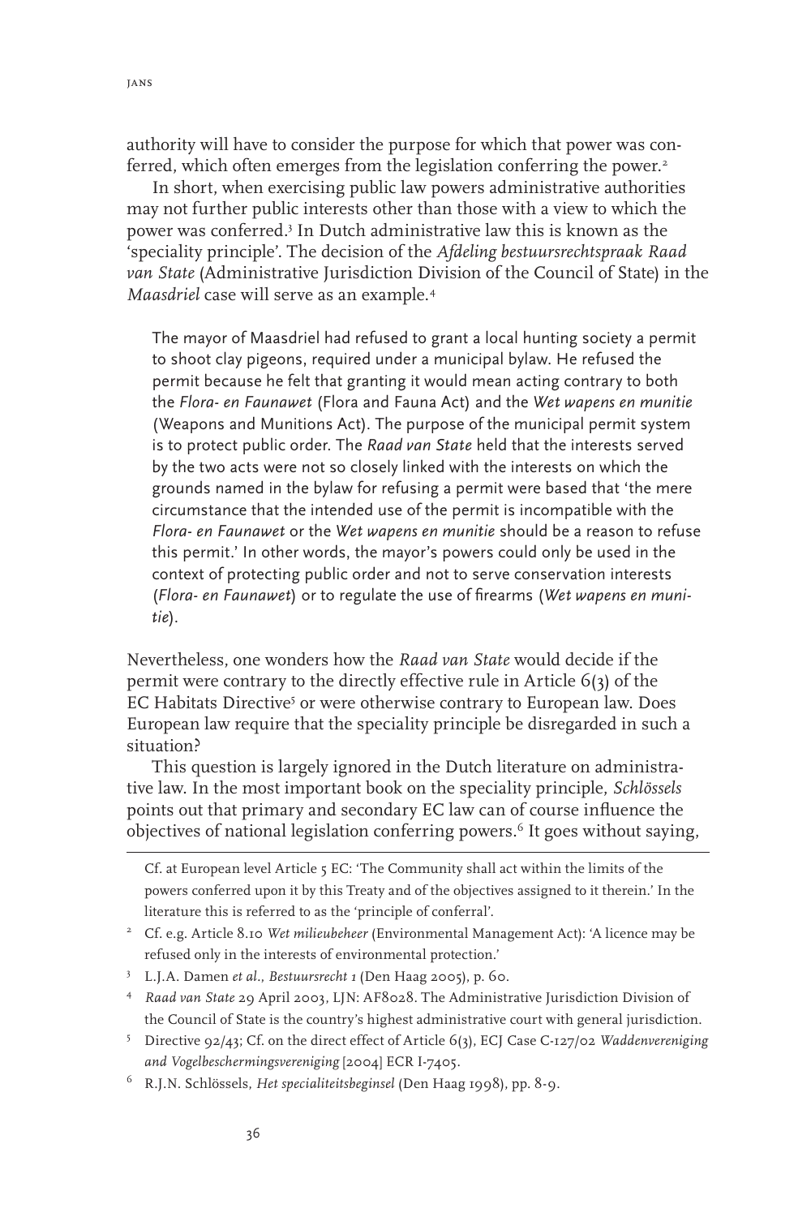authority will have to consider the purpose for which that power was conferred, which often emerges from the legislation conferring the power.[2]

In short, when exercising public law powers administrative authorities may not further public interests other than those with a view to which the power was conferred.[3] In Dutch administrative law this is known as the 'speciality principle'. The decision of the *Afdeling bestuursrechtspraak Raad van State* (Administrative Jurisdiction Division of the Council of State) in the *Maasdriel* case will serve as an example.[4]

> The mayor of Maasdriel had refused to grant a local hunting society a permit to shoot clay pigeons, required under a municipal bylaw. He refused the permit because he felt that granting it would mean acting contrary to both the *Flora- en Faunawet* (Flora and Fauna Act) and the *Wet wapens en munitie* (Weapons and Munitions Act). The purpose of the municipal permit system is to protect public order. The *Raad van State* held that the interests served by the two acts were not so closely linked with the interests on which the grounds named in the bylaw for refusing a permit were based that 'the mere circumstance that the intended use of the permit is incompatible with the *Flora- en Faunawet* or the *Wet wapens en munitie* should be a reason to refuse this permit.' In other words, the mayor's powers could only be used in the context of protecting public order and not to serve conservation interests (*Flora- en Faunawet*) or to regulate the use of firearms (*Wet wapens en munitie*).

Nevertheless, one wonders how the *Raad van State* would decide if the permit were contrary to the directly effective rule in Article 6(3) of the EC Habitats Directive[5] or were otherwise contrary to European law. Does European law require that the speciality principle be disregarded in such a situation?

This question is largely ignored in the Dutch literature on administrative law. In the most important book on the speciality principle, *Schlössels* points out that primary and secondary EC law can of course influence the objectives of national legislation conferring powers.[6] It goes without saying,

---

Cf. at European level Article 5 EC: 'The Community shall act within the limits of the powers conferred upon it by this Treaty and of the objectives assigned to it therein.' In the literature this is referred to as the 'principle of conferral'.

[2] Cf. e.g. Article 8.10 *Wet milieubeheer* (Environmental Management Act): 'A licence may be refused only in the interests of environmental protection.'

[3] L.J.A. Damen *et al.*, *Bestuursrecht 1* (Den Haag 2005), p. 60.

[4] *Raad van State* 29 April 2003, LJN: AF8028. The Administrative Jurisdiction Division of the Council of State is the country's highest administrative court with general jurisdiction.

[5] Directive 92/43; Cf. on the direct effect of Article 6(3), ECJ Case C-127/02 *Waddenvereniging and Vogelbeschermingsvereniging* [2004] ECR I-7405.

[6] R.J.N. Schlössels, *Het specialiteitsbeginsel* (Den Haag 1998), pp. 8-9.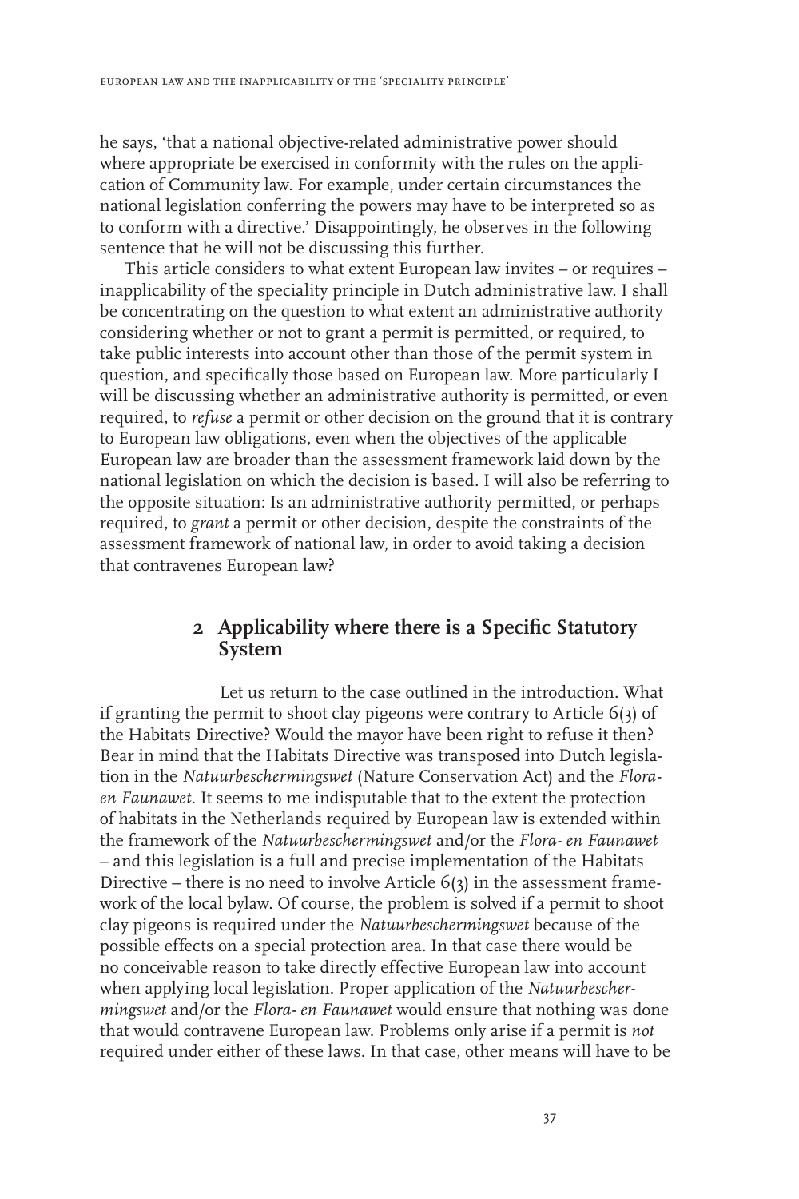he says, 'that a national objective-related administrative power should where appropriate be exercised in conformity with the rules on the application of Community law. For example, under certain circumstances the national legislation conferring the powers may have to be interpreted so as to conform with a directive.' Disappointingly, he observes in the following sentence that he will not be discussing this further.

This article considers to what extent European law invites – or requires – inapplicability of the speciality principle in Dutch administrative law. I shall be concentrating on the question to what extent an administrative authority considering whether or not to grant a permit is permitted, or required, to take public interests into account other than those of the permit system in question, and specifically those based on European law. More particularly I will be discussing whether an administrative authority is permitted, or even required, to *refuse* a permit or other decision on the ground that it is contrary to European law obligations, even when the objectives of the applicable European law are broader than the assessment framework laid down by the national legislation on which the decision is based. I will also be referring to the opposite situation: Is an administrative authority permitted, or perhaps required, to *grant* a permit or other decision, despite the constraints of the assessment framework of national law, in order to avoid taking a decision that contravenes European law?

## 2 Applicability where there is a Specific Statutory System

Let us return to the case outlined in the introduction. What if granting the permit to shoot clay pigeons were contrary to Article 6(3) of the Habitats Directive? Would the mayor have been right to refuse it then? Bear in mind that the Habitats Directive was transposed into Dutch legislation in the *Natuurbeschermingswet* (Nature Conservation Act) and the *Flora- en Faunawet*. It seems to me indisputable that to the extent the protection of habitats in the Netherlands required by European law is extended within the framework of the *Natuurbeschermingswet* and/or the *Flora- en Faunawet* – and this legislation is a full and precise implementation of the Habitats Directive – there is no need to involve Article 6(3) in the assessment framework of the local bylaw. Of course, the problem is solved if a permit to shoot clay pigeons is required under the *Natuurbeschermingswet* because of the possible effects on a special protection area. In that case there would be no conceivable reason to take directly effective European law into account when applying local legislation. Proper application of the *Natuurbeschermingswet* and/or the *Flora- en Faunawet* would ensure that nothing was done that would contravene European law. Problems only arise if a permit is *not* required under either of these laws. In that case, other means will have to be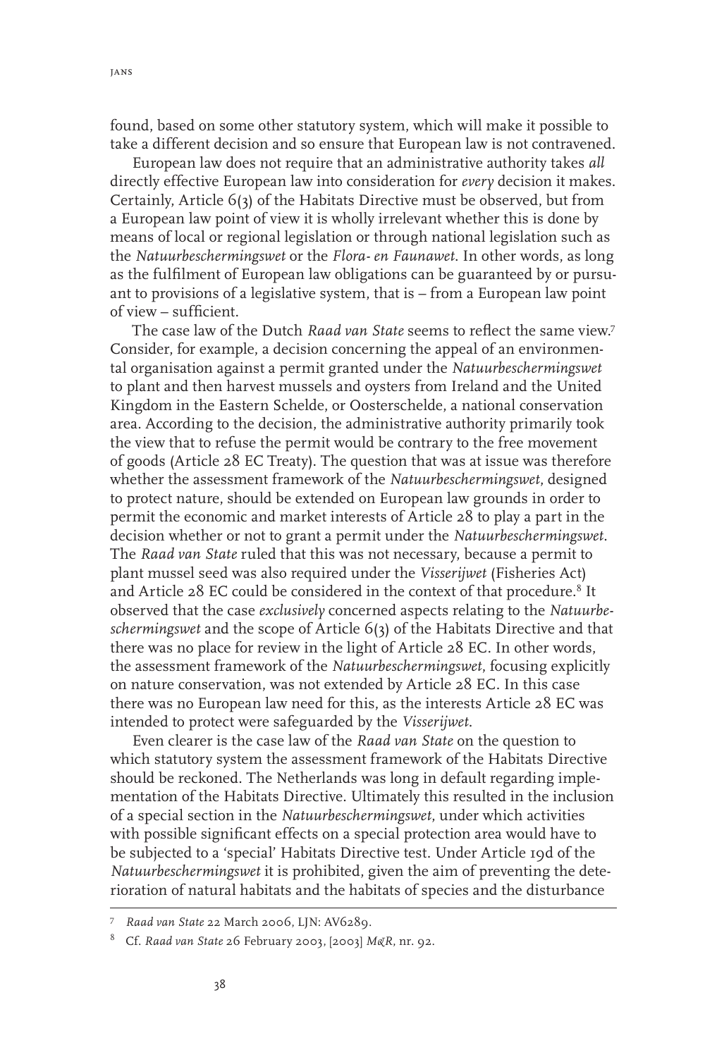found, based on some other statutory system, which will make it possible to take a different decision and so ensure that European law is not contravened.

European law does not require that an administrative authority takes *all* directly effective European law into consideration for *every* decision it makes. Certainly, Article 6(3) of the Habitats Directive must be observed, but from a European law point of view it is wholly irrelevant whether this is done by means of local or regional legislation or through national legislation such as the *Natuurbeschermingswet* or the *Flora- en Faunawet*. In other words, as long as the fulfilment of European law obligations can be guaranteed by or pursuant to provisions of a legislative system, that is – from a European law point of view – sufficient.

The case law of the Dutch *Raad van State* seems to reflect the same view.[7] Consider, for example, a decision concerning the appeal of an environmental organisation against a permit granted under the *Natuurbeschermingswet* to plant and then harvest mussels and oysters from Ireland and the United Kingdom in the Eastern Schelde, or Oosterschelde, a national conservation area. According to the decision, the administrative authority primarily took the view that to refuse the permit would be contrary to the free movement of goods (Article 28 EC Treaty). The question that was at issue was therefore whether the assessment framework of the *Natuurbeschermingswet*, designed to protect nature, should be extended on European law grounds in order to permit the economic and market interests of Article 28 to play a part in the decision whether or not to grant a permit under the *Natuurbeschermingswet*. The *Raad van State* ruled that this was not necessary, because a permit to plant mussel seed was also required under the *Visserijwet* (Fisheries Act) and Article 28 EC could be considered in the context of that procedure.[8] It observed that the case *exclusively* concerned aspects relating to the *Natuurbeschermingswet* and the scope of Article 6(3) of the Habitats Directive and that there was no place for review in the light of Article 28 EC. In other words, the assessment framework of the *Natuurbeschermingswet*, focusing explicitly on nature conservation, was not extended by Article 28 EC. In this case there was no European law need for this, as the interests Article 28 EC was intended to protect were safeguarded by the *Visserijwet*.

Even clearer is the case law of the *Raad van State* on the question to which statutory system the assessment framework of the Habitats Directive should be reckoned. The Netherlands was long in default regarding implementation of the Habitats Directive. Ultimately this resulted in the inclusion of a special section in the *Natuurbeschermingswet*, under which activities with possible significant effects on a special protection area would have to be subjected to a 'special' Habitats Directive test. Under Article 19d of the *Natuurbeschermingswet* it is prohibited, given the aim of preventing the deterioration of natural habitats and the habitats of species and the disturbance

---

[7] *Raad van State* 22 March 2006, LJN: AV6289.

[8] Cf. *Raad van State* 26 February 2003, [2003] *M&R*, nr. 92.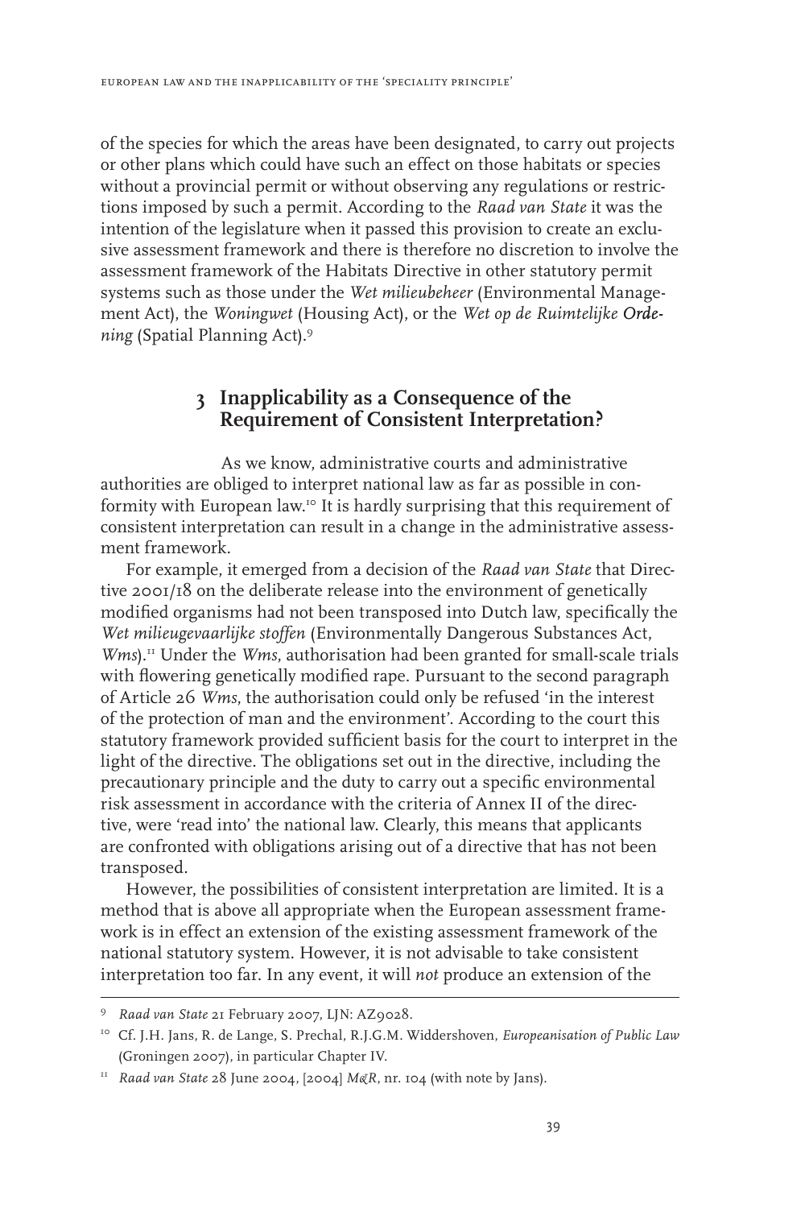of the species for which the areas have been designated, to carry out projects or other plans which could have such an effect on those habitats or species without a provincial permit or without observing any regulations or restrictions imposed by such a permit. According to the *Raad van State* it was the intention of the legislature when it passed this provision to create an exclusive assessment framework and there is therefore no discretion to involve the assessment framework of the Habitats Directive in other statutory permit systems such as those under the *Wet milieubeheer* (Environmental Management Act), the *Woningwet* (Housing Act), or the *Wet op de Ruimtelijke Ordening* (Spatial Planning Act).[9]

## 3 Inapplicability as a Consequence of the Requirement of Consistent Interpretation?

As we know, administrative courts and administrative authorities are obliged to interpret national law as far as possible in conformity with European law.[10] It is hardly surprising that this requirement of consistent interpretation can result in a change in the administrative assessment framework.

For example, it emerged from a decision of the *Raad van State* that Directive 2001/18 on the deliberate release into the environment of genetically modified organisms had not been transposed into Dutch law, specifically the *Wet milieugevaarlijke stoffen* (Environmentally Dangerous Substances Act, *Wms*).[11] Under the *Wms*, authorisation had been granted for small-scale trials with flowering genetically modified rape. Pursuant to the second paragraph of Article 26 *Wms*, the authorisation could only be refused 'in the interest of the protection of man and the environment'. According to the court this statutory framework provided sufficient basis for the court to interpret in the light of the directive. The obligations set out in the directive, including the precautionary principle and the duty to carry out a specific environmental risk assessment in accordance with the criteria of Annex II of the directive, were 'read into' the national law. Clearly, this means that applicants are confronted with obligations arising out of a directive that has not been transposed.

However, the possibilities of consistent interpretation are limited. It is a method that is above all appropriate when the European assessment framework is in effect an extension of the existing assessment framework of the national statutory system. However, it is not advisable to take consistent interpretation too far. In any event, it will *not* produce an extension of the

---

[9] *Raad van State* 21 February 2007, LJN: AZ9028.

[10] Cf. J.H. Jans, R. de Lange, S. Prechal, R.J.G.M. Widdershoven, *Europeanisation of Public Law* (Groningen 2007), in particular Chapter IV.

[11] *Raad van State* 28 June 2004, [2004] *M&R*, nr. 104 (with note by Jans).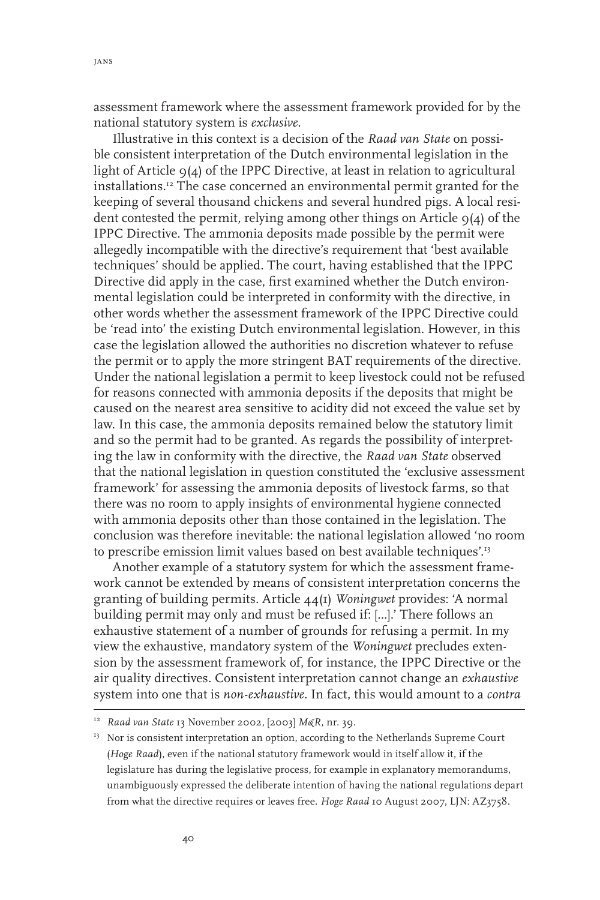assessment framework where the assessment framework provided for by the national statutory system is *exclusive*.

Illustrative in this context is a decision of the *Raad van State* on possible consistent interpretation of the Dutch environmental legislation in the light of Article 9(4) of the IPPC Directive, at least in relation to agricultural installations.[12] The case concerned an environmental permit granted for the keeping of several thousand chickens and several hundred pigs. A local resident contested the permit, relying among other things on Article 9(4) of the IPPC Directive. The ammonia deposits made possible by the permit were allegedly incompatible with the directive's requirement that 'best available techniques' should be applied. The court, having established that the IPPC Directive did apply in the case, first examined whether the Dutch environmental legislation could be interpreted in conformity with the directive, in other words whether the assessment framework of the IPPC Directive could be 'read into' the existing Dutch environmental legislation. However, in this case the legislation allowed the authorities no discretion whatever to refuse the permit or to apply the more stringent BAT requirements of the directive. Under the national legislation a permit to keep livestock could not be refused for reasons connected with ammonia deposits if the deposits that might be caused on the nearest area sensitive to acidity did not exceed the value set by law. In this case, the ammonia deposits remained below the statutory limit and so the permit had to be granted. As regards the possibility of interpreting the law in conformity with the directive, the *Raad van State* observed that the national legislation in question constituted the 'exclusive assessment framework' for assessing the ammonia deposits of livestock farms, so that there was no room to apply insights of environmental hygiene connected with ammonia deposits other than those contained in the legislation. The conclusion was therefore inevitable: the national legislation allowed 'no room to prescribe emission limit values based on best available techniques'.[13]

Another example of a statutory system for which the assessment framework cannot be extended by means of consistent interpretation concerns the granting of building permits. Article 44(1) *Woningwet* provides: 'A normal building permit may only and must be refused if: [...].' There follows an exhaustive statement of a number of grounds for refusing a permit. In my view the exhaustive, mandatory system of the *Woningwet* precludes extension by the assessment framework of, for instance, the IPPC Directive or the air quality directives. Consistent interpretation cannot change an *exhaustive* system into one that is *non-exhaustive*. In fact, this would amount to a *contra*

---

[12] *Raad van State* 13 November 2002, [2003] *M&R*, nr. 39.

[13] Nor is consistent interpretation an option, according to the Netherlands Supreme Court (*Hoge Raad*), even if the national statutory framework would in itself allow it, if the legislature has during the legislative process, for example in explanatory memorandums, unambiguously expressed the deliberate intention of having the national regulations depart from what the directive requires or leaves free. *Hoge Raad* 10 August 2007, LJN: AZ3758.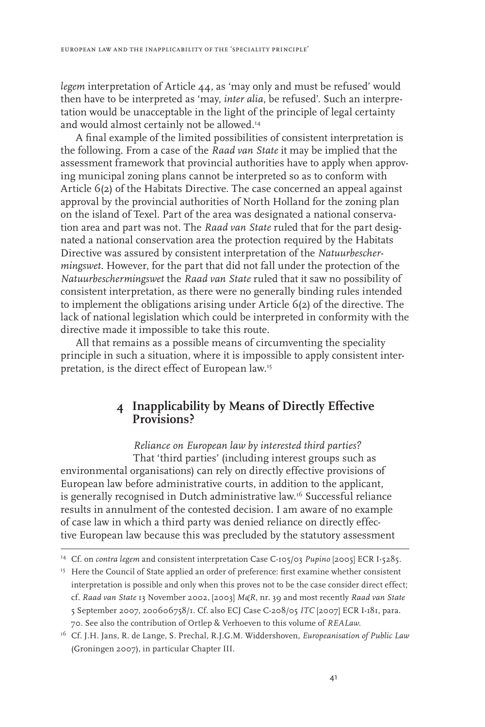*legem* interpretation of Article 44, as 'may only and must be refused' would then have to be interpreted as 'may, *inter alia*, be refused'. Such an interpretation would be unacceptable in the light of the principle of legal certainty and would almost certainly not be allowed.[14]

A final example of the limited possibilities of consistent interpretation is the following. From a case of the *Raad van State* it may be implied that the assessment framework that provincial authorities have to apply when approving municipal zoning plans cannot be interpreted so as to conform with Article 6(2) of the Habitats Directive. The case concerned an appeal against approval by the provincial authorities of North Holland for the zoning plan on the island of Texel. Part of the area was designated a national conservation area and part was not. The *Raad van State* ruled that for the part designated a national conservation area the protection required by the Habitats Directive was assured by consistent interpretation of the *Natuurbeschermingswet*. However, for the part that did not fall under the protection of the *Natuurbeschermingswet* the *Raad van State* ruled that it saw no possibility of consistent interpretation, as there were no generally binding rules intended to implement the obligations arising under Article 6(2) of the directive. The lack of national legislation which could be interpreted in conformity with the directive made it impossible to take this route.

All that remains as a possible means of circumventing the speciality principle in such a situation, where it is impossible to apply consistent interpretation, is the direct effect of European law.[15]

## 4 Inapplicability by Means of Directly Effective Provisions?

*Reliance on European law by interested third parties?*

That 'third parties' (including interest groups such as environmental organisations) can rely on directly effective provisions of European law before administrative courts, in addition to the applicant, is generally recognised in Dutch administrative law.[16] Successful reliance results in annulment of the contested decision. I am aware of no example of case law in which a third party was denied reliance on directly effective European law because this was precluded by the statutory assessment

---

[14] Cf. on *contra legem* and consistent interpretation Case C-105/03 *Pupino* [2005] ECR I-5285.

[15] Here the Council of State applied an order of preference: first examine whether consistent interpretation is possible and only when this proves not to be the case consider direct effect; cf. *Raad van State* 13 November 2002, [2003] *M&R*, nr. 39 and most recently *Raad van State* 5 September 2007, 200606758/1. Cf. also ECJ Case C-208/05 *ITC* [2007] ECR I-181, para. 70. See also the contribution of Ortlep & Verhoeven to this volume of *REALaw*.

[16] Cf. J.H. Jans, R. de Lange, S. Prechal, R.J.G.M. Widdershoven, *Europeanisation of Public Law* (Groningen 2007), in particular Chapter III.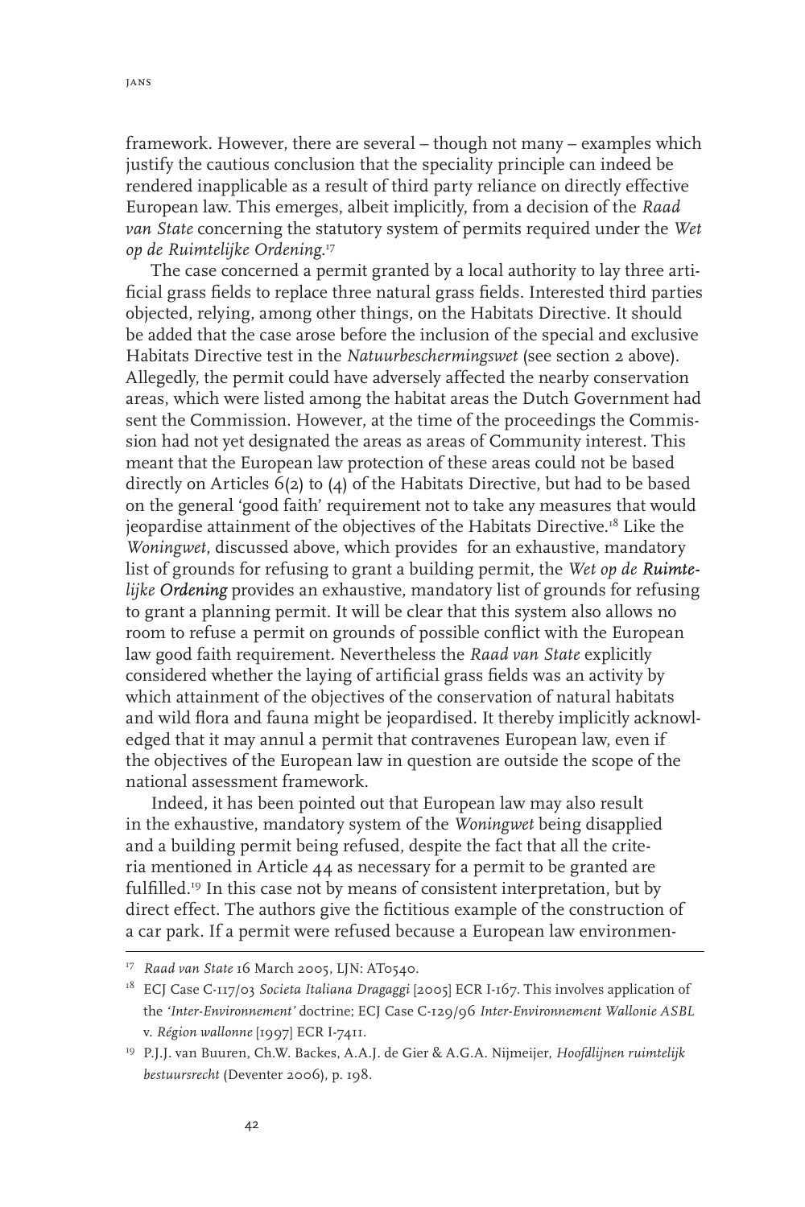framework. However, there are several – though not many – examples which justify the cautious conclusion that the speciality principle can indeed be rendered inapplicable as a result of third party reliance on directly effective European law. This emerges, albeit implicitly, from a decision of the *Raad van State* concerning the statutory system of permits required under the *Wet op de Ruimtelijke Ordening*.[17]

The case concerned a permit granted by a local authority to lay three artificial grass fields to replace three natural grass fields. Interested third parties objected, relying, among other things, on the Habitats Directive. It should be added that the case arose before the inclusion of the special and exclusive Habitats Directive test in the *Natuurbeschermingswet* (see section 2 above). Allegedly, the permit could have adversely affected the nearby conservation areas, which were listed among the habitat areas the Dutch Government had sent the Commission. However, at the time of the proceedings the Commission had not yet designated the areas as areas of Community interest. This meant that the European law protection of these areas could not be based directly on Articles 6(2) to (4) of the Habitats Directive, but had to be based on the general 'good faith' requirement not to take any measures that would jeopardise attainment of the objectives of the Habitats Directive.[18] Like the *Woningwet*, discussed above, which provides for an exhaustive, mandatory list of grounds for refusing to grant a building permit, the *Wet op de Ruimtelijke Ordening* provides an exhaustive, mandatory list of grounds for refusing to grant a planning permit. It will be clear that this system also allows no room to refuse a permit on grounds of possible conflict with the European law good faith requirement. Nevertheless the *Raad van State* explicitly considered whether the laying of artificial grass fields was an activity by which attainment of the objectives of the conservation of natural habitats and wild flora and fauna might be jeopardised. It thereby implicitly acknowledged that it may annul a permit that contravenes European law, even if the objectives of the European law in question are outside the scope of the national assessment framework.

Indeed, it has been pointed out that European law may also result in the exhaustive, mandatory system of the *Woningwet* being disapplied and a building permit being refused, despite the fact that all the criteria mentioned in Article 44 as necessary for a permit to be granted are fulfilled.[19] In this case not by means of consistent interpretation, but by direct effect. The authors give the fictitious example of the construction of a car park. If a permit were refused because a European law environmen-

---

[17] *Raad van State* 16 March 2005, LJN: AT0540.

[18] ECJ Case C-117/03 *Societa Italiana Dragaggi* [2005] ECR I-167. This involves application of the *'Inter-Environnement'* doctrine; ECJ Case C-129/96 *Inter-Environnement Wallonie ASBL* v. *Région wallonne* [1997] ECR I-7411.

[19] P.J.J. van Buuren, Ch.W. Backes, A.A.J. de Gier & A.G.A. Nijmeijer, *Hoofdlijnen ruimtelijk bestuursrecht* (Deventer 2006), p. 198.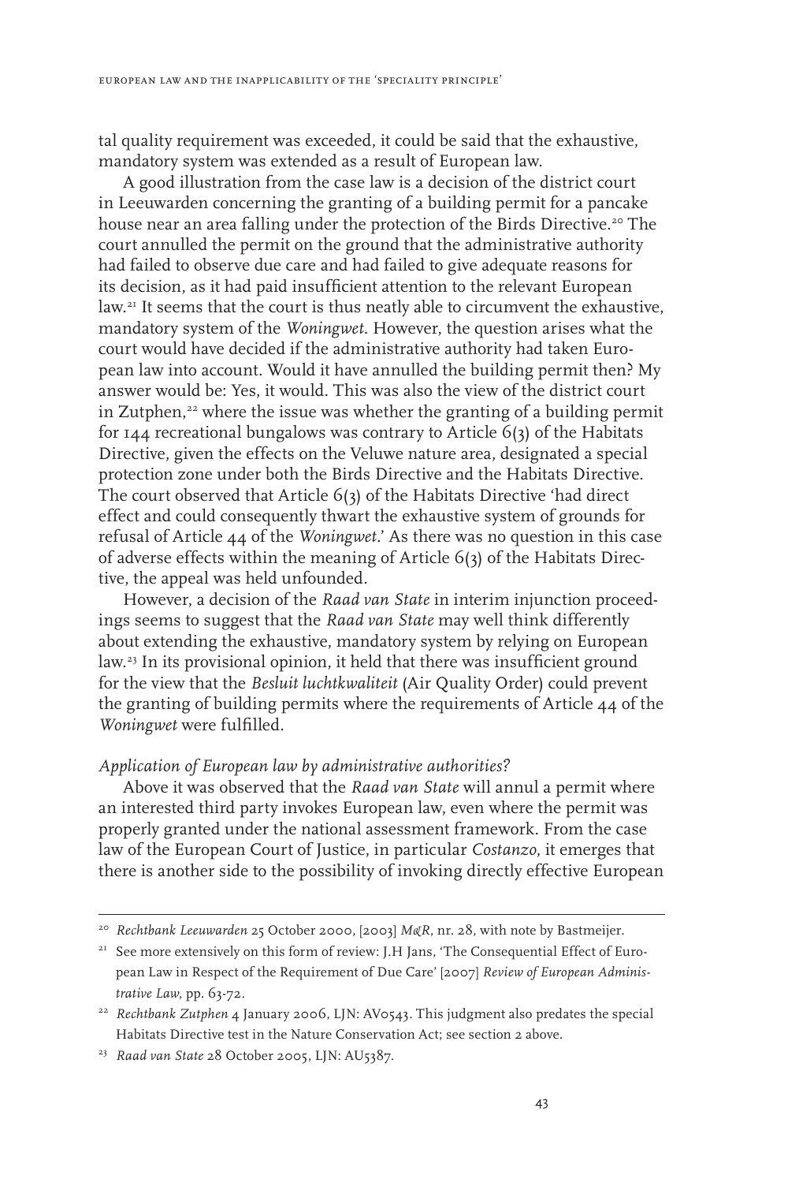tal quality requirement was exceeded, it could be said that the exhaustive, mandatory system was extended as a result of European law.

A good illustration from the case law is a decision of the district court in Leeuwarden concerning the granting of a building permit for a pancake house near an area falling under the protection of the Birds Directive.[20] The court annulled the permit on the ground that the administrative authority had failed to observe due care and had failed to give adequate reasons for its decision, as it had paid insufficient attention to the relevant European law.[21] It seems that the court is thus neatly able to circumvent the exhaustive, mandatory system of the *Woningwet*. However, the question arises what the court would have decided if the administrative authority had taken European law into account. Would it have annulled the building permit then? My answer would be: Yes, it would. This was also the view of the district court in Zutphen,[22] where the issue was whether the granting of a building permit for 144 recreational bungalows was contrary to Article 6(3) of the Habitats Directive, given the effects on the Veluwe nature area, designated a special protection zone under both the Birds Directive and the Habitats Directive. The court observed that Article 6(3) of the Habitats Directive 'had direct effect and could consequently thwart the exhaustive system of grounds for refusal of Article 44 of the *Woningwet*.' As there was no question in this case of adverse effects within the meaning of Article 6(3) of the Habitats Directive, the appeal was held unfounded.

However, a decision of the *Raad van State* in interim injunction proceedings seems to suggest that the *Raad van State* may well think differently about extending the exhaustive, mandatory system by relying on European law.[23] In its provisional opinion, it held that there was insufficient ground for the view that the *Besluit luchtkwaliteit* (Air Quality Order) could prevent the granting of building permits where the requirements of Article 44 of the *Woningwet* were fulfilled.

*Application of European law by administrative authorities?*

Above it was observed that the *Raad van State* will annul a permit where an interested third party invokes European law, even where the permit was properly granted under the national assessment framework. From the case law of the European Court of Justice, in particular *Costanzo*, it emerges that there is another side to the possibility of invoking directly effective European

---

[20] *Rechtbank Leeuwarden* 25 October 2000, [2003] *M&R*, nr. 28, with note by Bastmeijer.

[21] See more extensively on this form of review: J.H Jans, 'The Consequential Effect of European Law in Respect of the Requirement of Due Care' [2007] *Review of European Administrative Law*, pp. 63-72.

[22] *Rechtbank Zutphen* 4 January 2006, LJN: AV0543. This judgment also predates the special Habitats Directive test in the Nature Conservation Act; see section 2 above.

[23] *Raad van State* 28 October 2005, LJN: AU5387.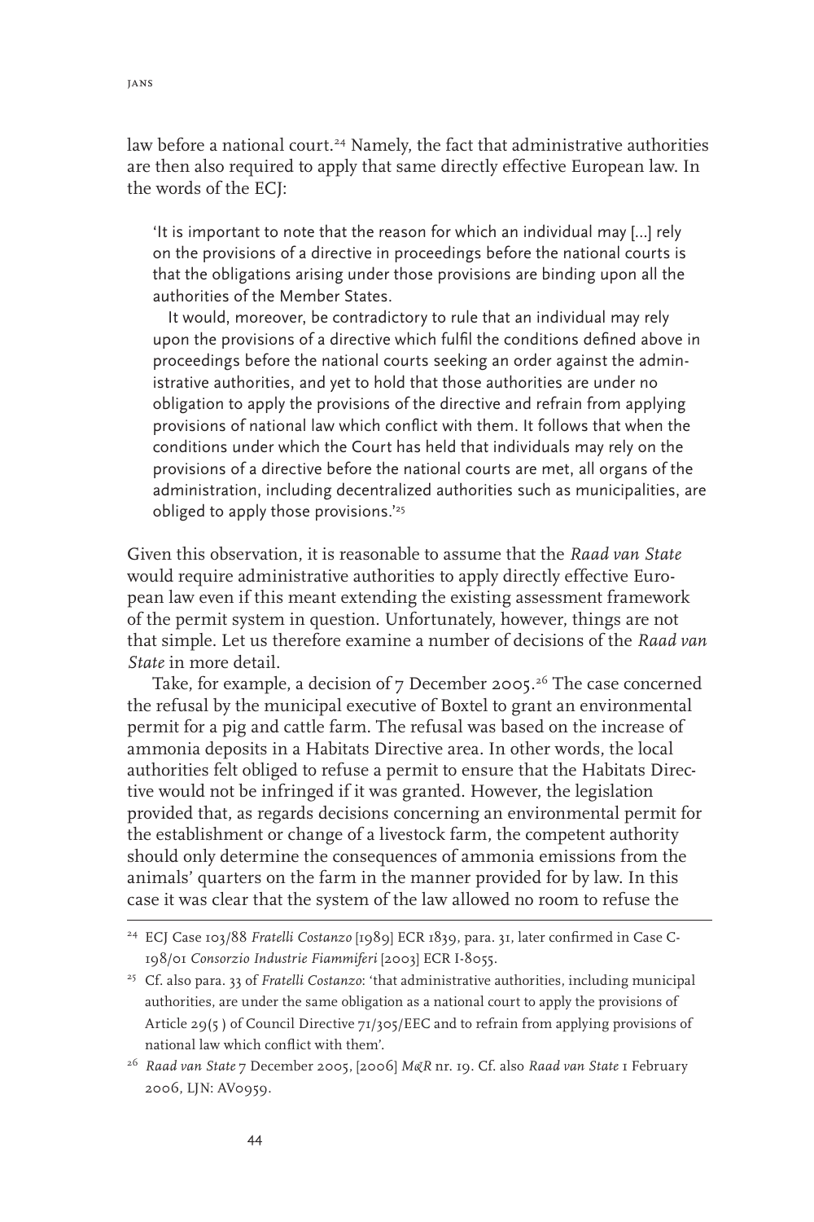law before a national court.[24] Namely, the fact that administrative authorities are then also required to apply that same directly effective European law. In the words of the ECJ:

> 'It is important to note that the reason for which an individual may [...] rely on the provisions of a directive in proceedings before the national courts is that the obligations arising under those provisions are binding upon all the authorities of the Member States.
>
> It would, moreover, be contradictory to rule that an individual may rely upon the provisions of a directive which fulfil the conditions defined above in proceedings before the national courts seeking an order against the administrative authorities, and yet to hold that those authorities are under no obligation to apply the provisions of the directive and refrain from applying provisions of national law which conflict with them. It follows that when the conditions under which the Court has held that individuals may rely on the provisions of a directive before the national courts are met, all organs of the administration, including decentralized authorities such as municipalities, are obliged to apply those provisions.'[25]

Given this observation, it is reasonable to assume that the *Raad van State* would require administrative authorities to apply directly effective European law even if this meant extending the existing assessment framework of the permit system in question. Unfortunately, however, things are not that simple. Let us therefore examine a number of decisions of the *Raad van State* in more detail.

Take, for example, a decision of 7 December 2005.[26] The case concerned the refusal by the municipal executive of Boxtel to grant an environmental permit for a pig and cattle farm. The refusal was based on the increase of ammonia deposits in a Habitats Directive area. In other words, the local authorities felt obliged to refuse a permit to ensure that the Habitats Directive would not be infringed if it was granted. However, the legislation provided that, as regards decisions concerning an environmental permit for the establishment or change of a livestock farm, the competent authority should only determine the consequences of ammonia emissions from the animals' quarters on the farm in the manner provided for by law. In this case it was clear that the system of the law allowed no room to refuse the

---

[24] ECJ Case 103/88 *Fratelli Costanzo* [1989] ECR 1839, para. 31, later confirmed in Case C-198/01 *Consorzio Industrie Fiammiferi* [2003] ECR I-8055.

[25] Cf. also para. 33 of *Fratelli Costanzo*: 'that administrative authorities, including municipal authorities, are under the same obligation as a national court to apply the provisions of Article 29(5 ) of Council Directive 71/305/EEC and to refrain from applying provisions of national law which conflict with them'.

[26] *Raad van State* 7 December 2005, [2006] *M&R* nr. 19. Cf. also *Raad van State* 1 February 2006, LJN: AV0959.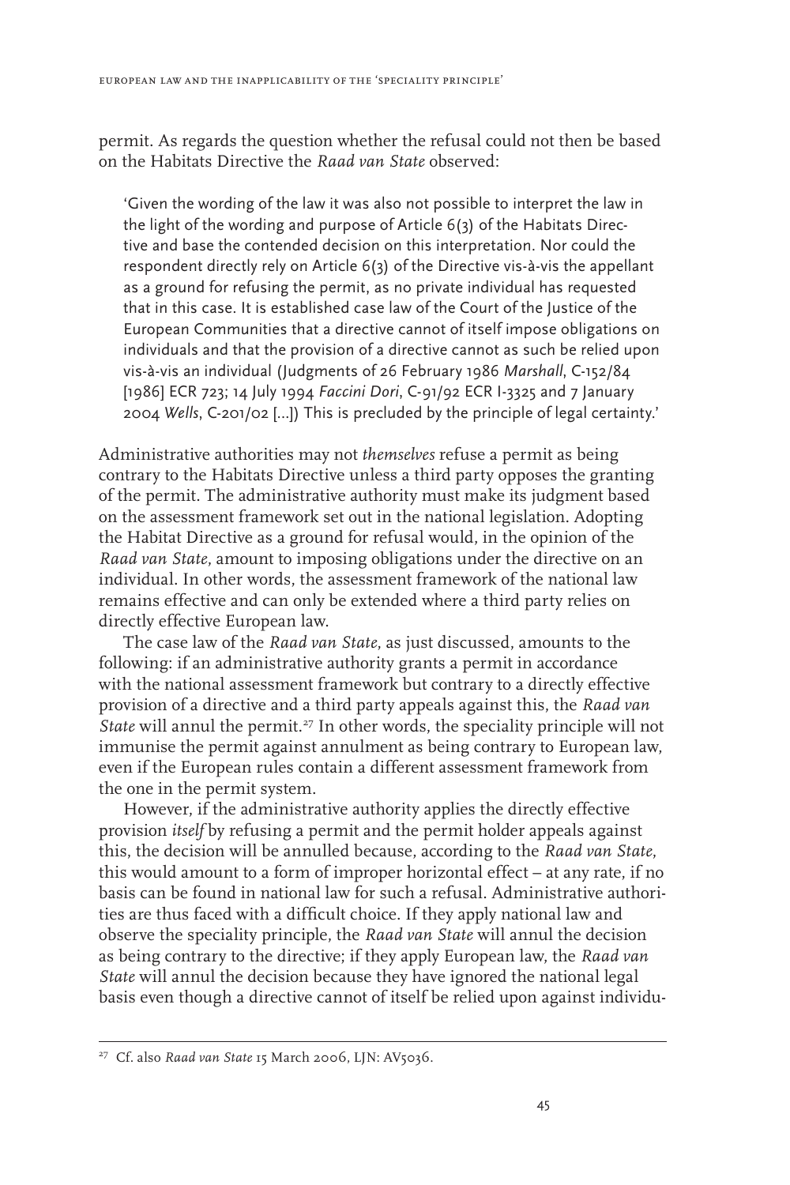permit. As regards the question whether the refusal could not then be based on the Habitats Directive the *Raad van State* observed:

> 'Given the wording of the law it was also not possible to interpret the law in the light of the wording and purpose of Article 6(3) of the Habitats Directive and base the contended decision on this interpretation. Nor could the respondent directly rely on Article 6(3) of the Directive vis-à-vis the appellant as a ground for refusing the permit, as no private individual has requested that in this case. It is established case law of the Court of the Justice of the European Communities that a directive cannot of itself impose obligations on individuals and that the provision of a directive cannot as such be relied upon vis-à-vis an individual (Judgments of 26 February 1986 *Marshall*, C-152/84 [1986] ECR 723; 14 July 1994 *Faccini Dori*, C-91/92 ECR I-3325 and 7 January 2004 *Wells*, C-201/02 [...]) This is precluded by the principle of legal certainty.'

Administrative authorities may not *themselves* refuse a permit as being contrary to the Habitats Directive unless a third party opposes the granting of the permit. The administrative authority must make its judgment based on the assessment framework set out in the national legislation. Adopting the Habitat Directive as a ground for refusal would, in the opinion of the *Raad van State*, amount to imposing obligations under the directive on an individual. In other words, the assessment framework of the national law remains effective and can only be extended where a third party relies on directly effective European law.

The case law of the *Raad van State*, as just discussed, amounts to the following: if an administrative authority grants a permit in accordance with the national assessment framework but contrary to a directly effective provision of a directive and a third party appeals against this, the *Raad van State* will annul the permit.[27] In other words, the speciality principle will not immunise the permit against annulment as being contrary to European law, even if the European rules contain a different assessment framework from the one in the permit system.

However, if the administrative authority applies the directly effective provision *itself* by refusing a permit and the permit holder appeals against this, the decision will be annulled because, according to the *Raad van State*, this would amount to a form of improper horizontal effect – at any rate, if no basis can be found in national law for such a refusal. Administrative authorities are thus faced with a difficult choice. If they apply national law and observe the speciality principle, the *Raad van State* will annul the decision as being contrary to the directive; if they apply European law, the *Raad van State* will annul the decision because they have ignored the national legal basis even though a directive cannot of itself be relied upon against individu-

[27] Cf. also *Raad van State* 15 March 2006, LJN: AV5036.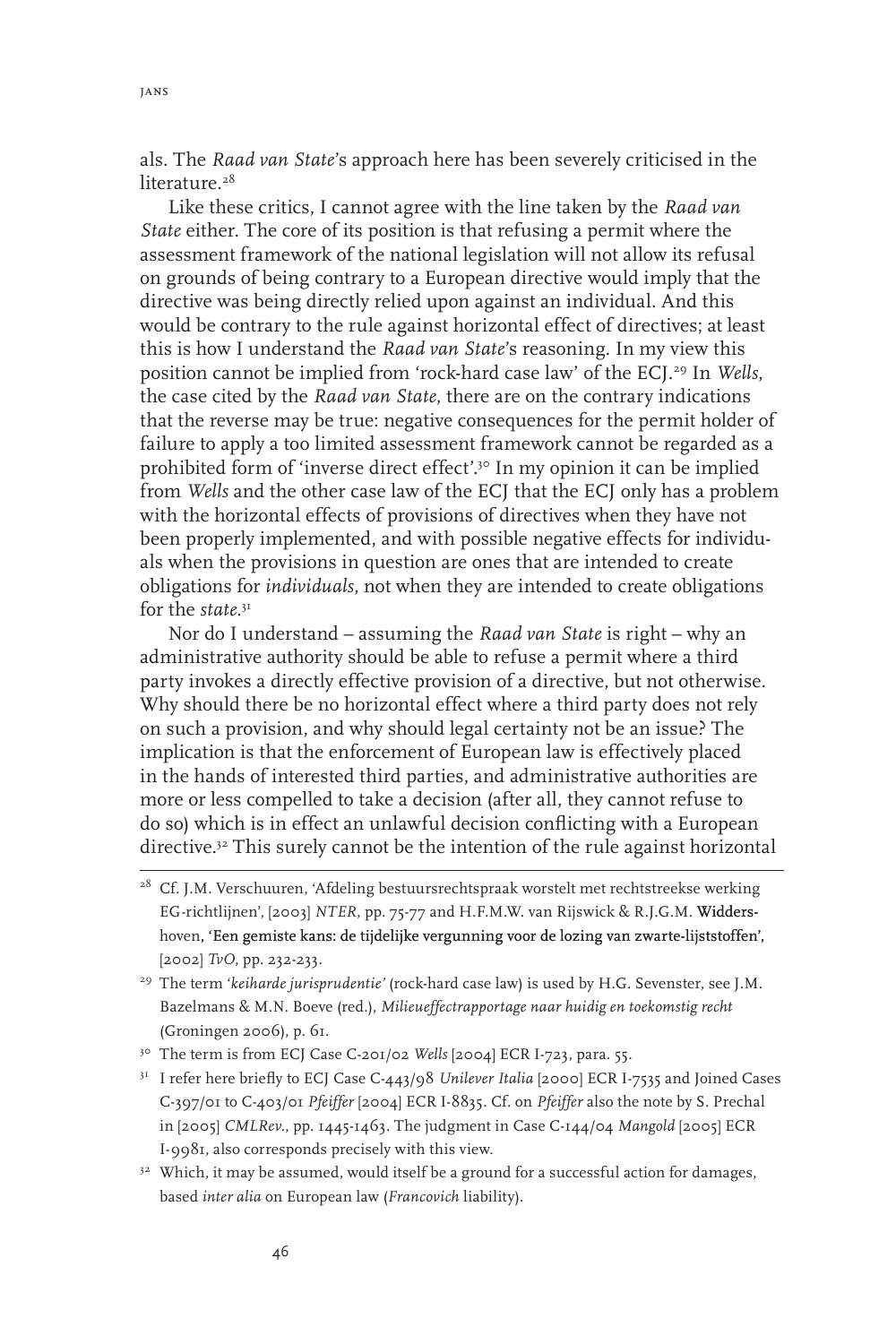als. The *Raad van State*'s approach here has been severely criticised in the literature.[28]

Like these critics, I cannot agree with the line taken by the *Raad van State* either. The core of its position is that refusing a permit where the assessment framework of the national legislation will not allow its refusal on grounds of being contrary to a European directive would imply that the directive was being directly relied upon against an individual. And this would be contrary to the rule against horizontal effect of directives; at least this is how I understand the *Raad van State*'s reasoning. In my view this position cannot be implied from 'rock-hard case law' of the ECJ.[29] In *Wells*, the case cited by the *Raad van State*, there are on the contrary indications that the reverse may be true: negative consequences for the permit holder of failure to apply a too limited assessment framework cannot be regarded as a prohibited form of 'inverse direct effect'.[30] In my opinion it can be implied from *Wells* and the other case law of the ECJ that the ECJ only has a problem with the horizontal effects of provisions of directives when they have not been properly implemented, and with possible negative effects for individuals when the provisions in question are ones that are intended to create obligations for *individuals*, not when they are intended to create obligations for the *state*.[31]

Nor do I understand – assuming the *Raad van State* is right – why an administrative authority should be able to refuse a permit where a third party invokes a directly effective provision of a directive, but not otherwise. Why should there be no horizontal effect where a third party does not rely on such a provision, and why should legal certainty not be an issue? The implication is that the enforcement of European law is effectively placed in the hands of interested third parties, and administrative authorities are more or less compelled to take a decision (after all, they cannot refuse to do so) which is in effect an unlawful decision conflicting with a European directive.[32] This surely cannot be the intention of the rule against horizontal

---

[28] Cf. J.M. Verschuuren, 'Afdeling bestuursrechtspraak worstelt met rechtstreekse werking EG-richtlijnen', [2003] *NTER*, pp. 75-77 and H.F.M.W. van Rijswick & R.J.G.M. Widdershoven, 'Een gemiste kans: de tijdelijke vergunning voor de lozing van zwarte-lijststoffen', [2002] *TvO*, pp. 232-233.

[29] The term '*keiharde jurisprudentie'* (rock-hard case law) is used by H.G. Sevenster, see J.M. Bazelmans & M.N. Boeve (red.), *Milieueffectrapportage naar huidig en toekomstig recht* (Groningen 2006), p. 61.

[30] The term is from ECJ Case C-201/02 *Wells* [2004] ECR I-723, para. 55.

[31] I refer here briefly to ECJ Case C-443/98 *Unilever Italia* [2000] ECR I-7535 and Joined Cases C-397/01 to C-403/01 *Pfeiffer* [2004] ECR I-8835. Cf. on *Pfeiffer* also the note by S. Prechal in [2005] *CMLRev.*, pp. 1445-1463. The judgment in Case C-144/04 *Mangold* [2005] ECR I-9981, also corresponds precisely with this view.

[32] Which, it may be assumed, would itself be a ground for a successful action for damages, based *inter alia* on European law (*Francovich* liability).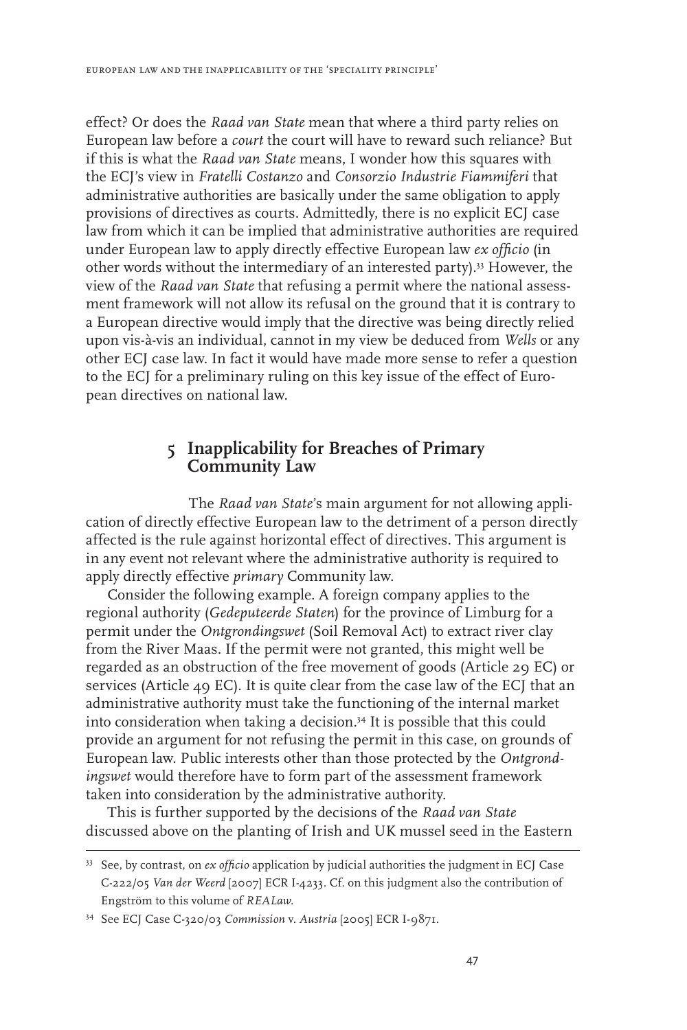effect? Or does the *Raad van State* mean that where a third party relies on European law before a *court* the court will have to reward such reliance? But if this is what the *Raad van State* means, I wonder how this squares with the ECJ's view in *Fratelli Costanzo* and *Consorzio Industrie Fiammiferi* that administrative authorities are basically under the same obligation to apply provisions of directives as courts. Admittedly, there is no explicit ECJ case law from which it can be implied that administrative authorities are required under European law to apply directly effective European law *ex officio* (in other words without the intermediary of an interested party).[33] However, the view of the *Raad van State* that refusing a permit where the national assessment framework will not allow its refusal on the ground that it is contrary to a European directive would imply that the directive was being directly relied upon vis-à-vis an individual, cannot in my view be deduced from *Wells* or any other ECJ case law. In fact it would have made more sense to refer a question to the ECJ for a preliminary ruling on this key issue of the effect of European directives on national law.

## 5 Inapplicability for Breaches of Primary Community Law

The *Raad van State*'s main argument for not allowing application of directly effective European law to the detriment of a person directly affected is the rule against horizontal effect of directives. This argument is in any event not relevant where the administrative authority is required to apply directly effective *primary* Community law.

Consider the following example. A foreign company applies to the regional authority (*Gedeputeerde Staten*) for the province of Limburg for a permit under the *Ontgrondingswet* (Soil Removal Act) to extract river clay from the River Maas. If the permit were not granted, this might well be regarded as an obstruction of the free movement of goods (Article 29 EC) or services (Article 49 EC). It is quite clear from the case law of the ECJ that an administrative authority must take the functioning of the internal market into consideration when taking a decision.[34] It is possible that this could provide an argument for not refusing the permit in this case, on grounds of European law. Public interests other than those protected by the *Ontgrondingswet* would therefore have to form part of the assessment framework taken into consideration by the administrative authority.

This is further supported by the decisions of the *Raad van State* discussed above on the planting of Irish and UK mussel seed in the Eastern

---

[33] See, by contrast, on *ex officio* application by judicial authorities the judgment in ECJ Case C-222/05 *Van der Weerd* [2007] ECR I-4233. Cf. on this judgment also the contribution of Engström to this volume of *REALaw*.

[34] See ECJ Case C-320/03 *Commission* v. *Austria* [2005] ECR I-9871.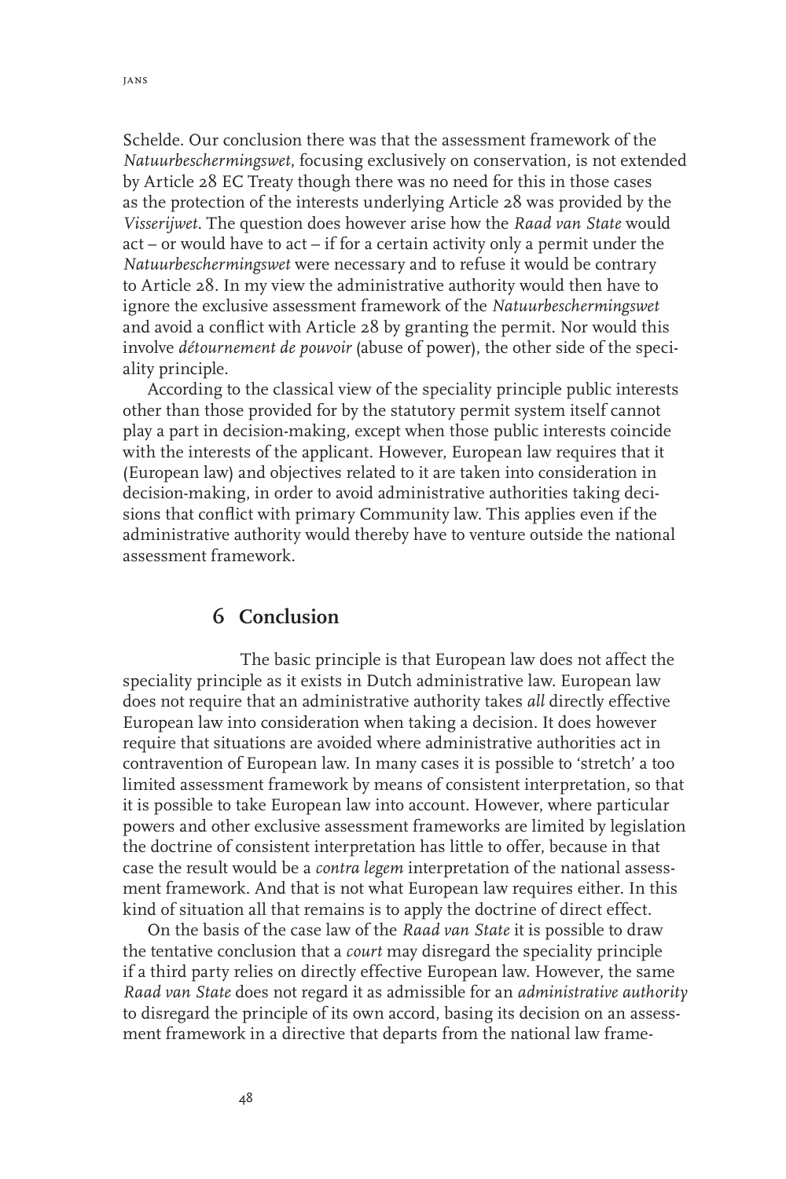Schelde. Our conclusion there was that the assessment framework of the *Natuurbeschermingswet*, focusing exclusively on conservation, is not extended by Article 28 EC Treaty though there was no need for this in those cases as the protection of the interests underlying Article 28 was provided by the *Visserijwet*. The question does however arise how the *Raad van State* would act – or would have to act – if for a certain activity only a permit under the *Natuurbeschermingswet* were necessary and to refuse it would be contrary to Article 28. In my view the administrative authority would then have to ignore the exclusive assessment framework of the *Natuurbeschermingswet* and avoid a conflict with Article 28 by granting the permit. Nor would this involve *détournement de pouvoir* (abuse of power), the other side of the speciality principle.

According to the classical view of the speciality principle public interests other than those provided for by the statutory permit system itself cannot play a part in decision-making, except when those public interests coincide with the interests of the applicant. However, European law requires that it (European law) and objectives related to it are taken into consideration in decision-making, in order to avoid administrative authorities taking decisions that conflict with primary Community law. This applies even if the administrative authority would thereby have to venture outside the national assessment framework.

## 6 Conclusion

The basic principle is that European law does not affect the speciality principle as it exists in Dutch administrative law. European law does not require that an administrative authority takes *all* directly effective European law into consideration when taking a decision. It does however require that situations are avoided where administrative authorities act in contravention of European law. In many cases it is possible to 'stretch' a too limited assessment framework by means of consistent interpretation, so that it is possible to take European law into account. However, where particular powers and other exclusive assessment frameworks are limited by legislation the doctrine of consistent interpretation has little to offer, because in that case the result would be a *contra legem* interpretation of the national assessment framework. And that is not what European law requires either. In this kind of situation all that remains is to apply the doctrine of direct effect.

On the basis of the case law of the *Raad van State* it is possible to draw the tentative conclusion that a *court* may disregard the speciality principle if a third party relies on directly effective European law. However, the same *Raad van State* does not regard it as admissible for an *administrative authority* to disregard the principle of its own accord, basing its decision on an assessment framework in a directive that departs from the national law frame-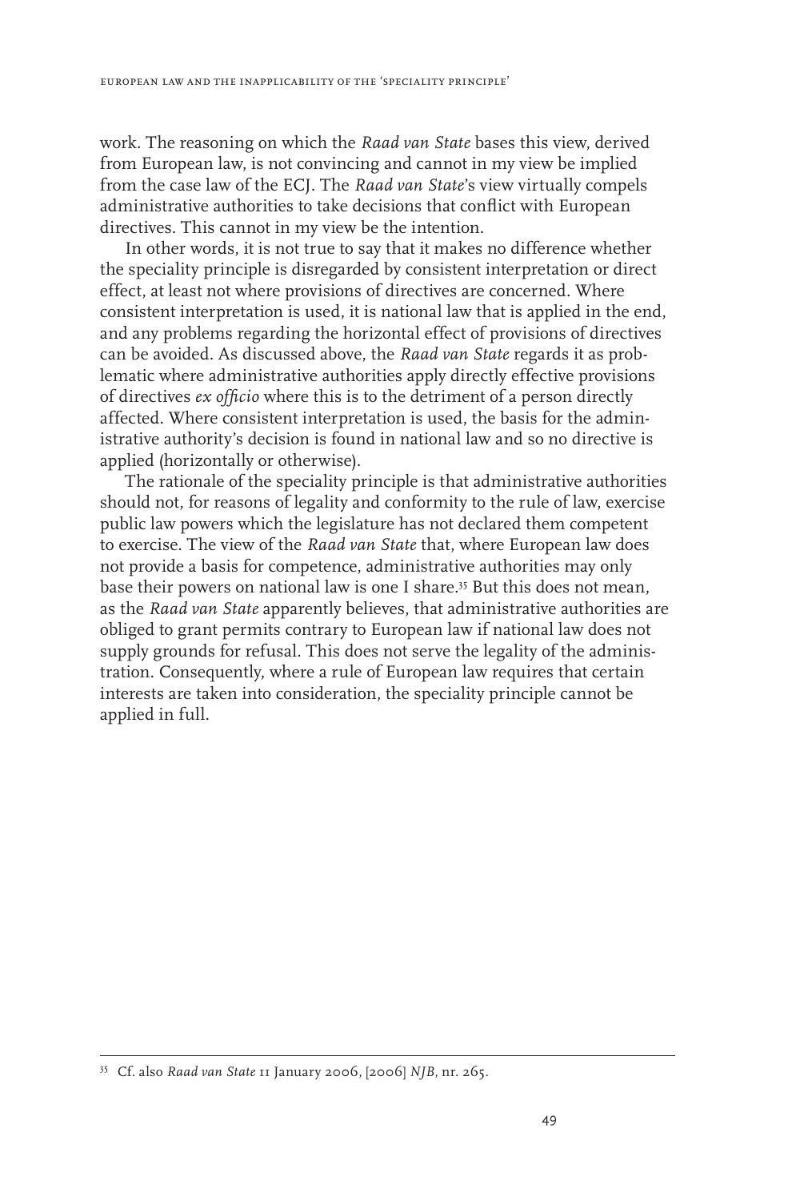work. The reasoning on which the *Raad van State* bases this view, derived from European law, is not convincing and cannot in my view be implied from the case law of the ECJ. The *Raad van State*'s view virtually compels administrative authorities to take decisions that conflict with European directives. This cannot in my view be the intention.

In other words, it is not true to say that it makes no difference whether the speciality principle is disregarded by consistent interpretation or direct effect, at least not where provisions of directives are concerned. Where consistent interpretation is used, it is national law that is applied in the end, and any problems regarding the horizontal effect of provisions of directives can be avoided. As discussed above, the *Raad van State* regards it as problematic where administrative authorities apply directly effective provisions of directives *ex officio* where this is to the detriment of a person directly affected. Where consistent interpretation is used, the basis for the administrative authority's decision is found in national law and so no directive is applied (horizontally or otherwise).

The rationale of the speciality principle is that administrative authorities should not, for reasons of legality and conformity to the rule of law, exercise public law powers which the legislature has not declared them competent to exercise. The view of the *Raad van State* that, where European law does not provide a basis for competence, administrative authorities may only base their powers on national law is one I share.[35] But this does not mean, as the *Raad van State* apparently believes, that administrative authorities are obliged to grant permits contrary to European law if national law does not supply grounds for refusal. This does not serve the legality of the administration. Consequently, where a rule of European law requires that certain interests are taken into consideration, the speciality principle cannot be applied in full.

[35] Cf. also *Raad van State* 11 January 2006, [2006] *NJB*, nr. 265.